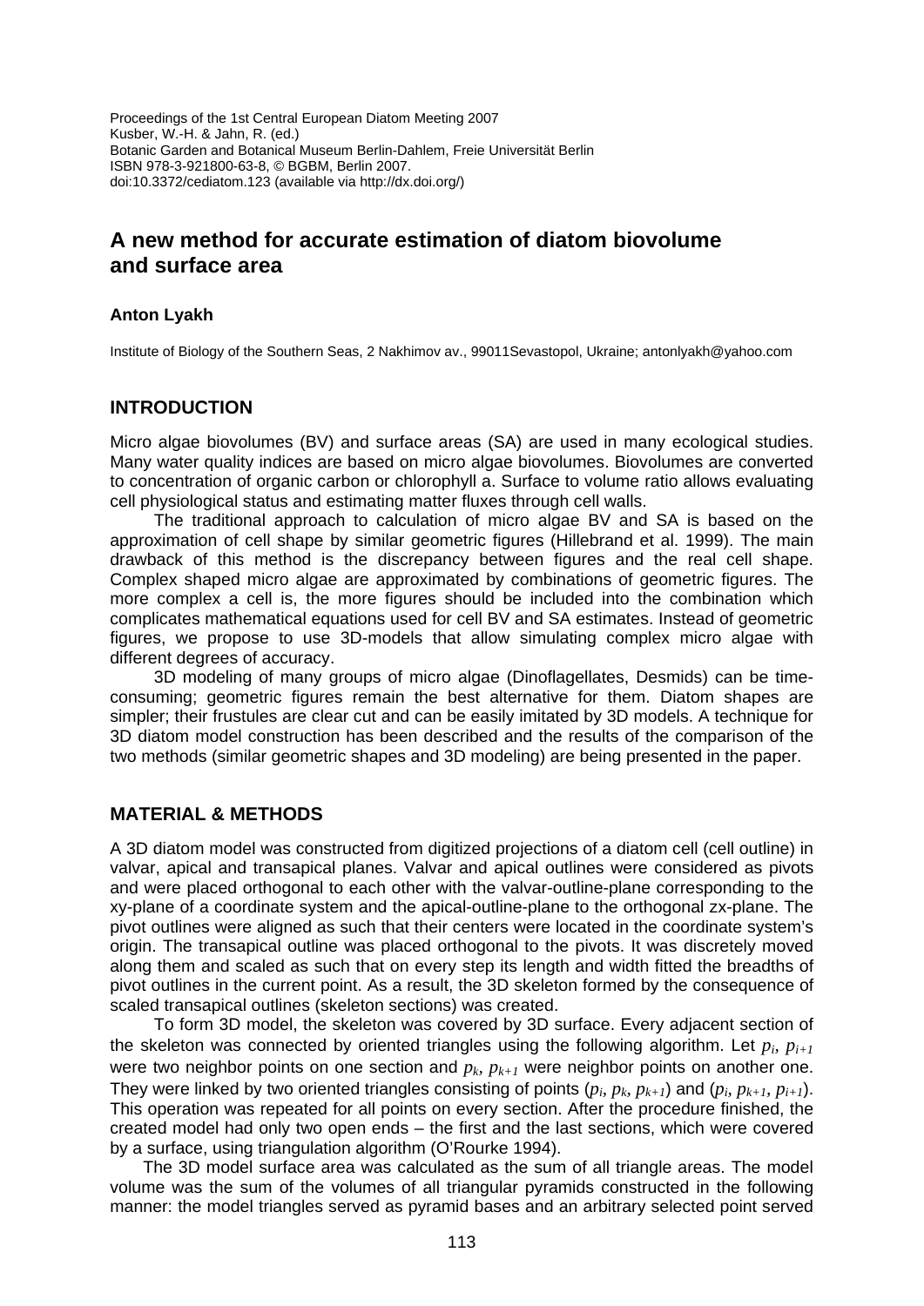Proceedings of the 1st Central European Diatom Meeting 2007
Kusber, W.-H. & Jahn, R. (ed.)
Botanic Garden and Botanical Museum Berlin-Dahlem, Freie Universität Berlin
ISBN 978-3-921800-63-8, © BGBM, Berlin 2007.
doi:10.3372/cediatom.123 (available via http://dx.doi.org/)

# A new method for accurate estimation of diatom biovolume and surface area

**Anton Lyakh**

Institute of Biology of the Southern Seas, 2 Nakhimov av., 99011Sevastopol, Ukraine; antonlyakh@yahoo.com

## INTRODUCTION

Micro algae biovolumes (BV) and surface areas (SA) are used in many ecological studies. Many water quality indices are based on micro algae biovolumes. Biovolumes are converted to concentration of organic carbon or chlorophyll a. Surface to volume ratio allows evaluating cell physiological status and estimating matter fluxes through cell walls.

The traditional approach to calculation of micro algae BV and SA is based on the approximation of cell shape by similar geometric figures (Hillebrand et al. 1999). The main drawback of this method is the discrepancy between figures and the real cell shape. Complex shaped micro algae are approximated by combinations of geometric figures. The more complex a cell is, the more figures should be included into the combination which complicates mathematical equations used for cell BV and SA estimates. Instead of geometric figures, we propose to use 3D-models that allow simulating complex micro algae with different degrees of accuracy.

3D modeling of many groups of micro algae (Dinoflagellates, Desmids) can be time-consuming; geometric figures remain the best alternative for them. Diatom shapes are simpler; their frustules are clear cut and can be easily imitated by 3D models. A technique for 3D diatom model construction has been described and the results of the comparison of the two methods (similar geometric shapes and 3D modeling) are being presented in the paper.

## MATERIAL & METHODS

A 3D diatom model was constructed from digitized projections of a diatom cell (cell outline) in valvar, apical and transapical planes. Valvar and apical outlines were considered as pivots and were placed orthogonal to each other with the valvar-outline-plane corresponding to the xy-plane of a coordinate system and the apical-outline-plane to the orthogonal zx-plane. The pivot outlines were aligned as such that their centers were located in the coordinate system's origin. The transapical outline was placed orthogonal to the pivots. It was discretely moved along them and scaled as such that on every step its length and width fitted the breadths of pivot outlines in the current point. As a result, the 3D skeleton formed by the consequence of scaled transapical outlines (skeleton sections) was created.

To form 3D model, the skeleton was covered by 3D surface. Every adjacent section of the skeleton was connected by oriented triangles using the following algorithm. Let $p_i$, $p_{i+1}$ were two neighbor points on one section and $p_k$, $p_{k+1}$ were neighbor points on another one. They were linked by two oriented triangles consisting of points ($p_i$, $p_k$, $p_{k+1}$) and ($p_i$, $p_{k+1}$, $p_{i+1}$). This operation was repeated for all points on every section. After the procedure finished, the created model had only two open ends – the first and the last sections, which were covered by a surface, using triangulation algorithm (O'Rourke 1994).

The 3D model surface area was calculated as the sum of all triangle areas. The model volume was the sum of the volumes of all triangular pyramids constructed in the following manner: the model triangles served as pyramid bases and an arbitrary selected point served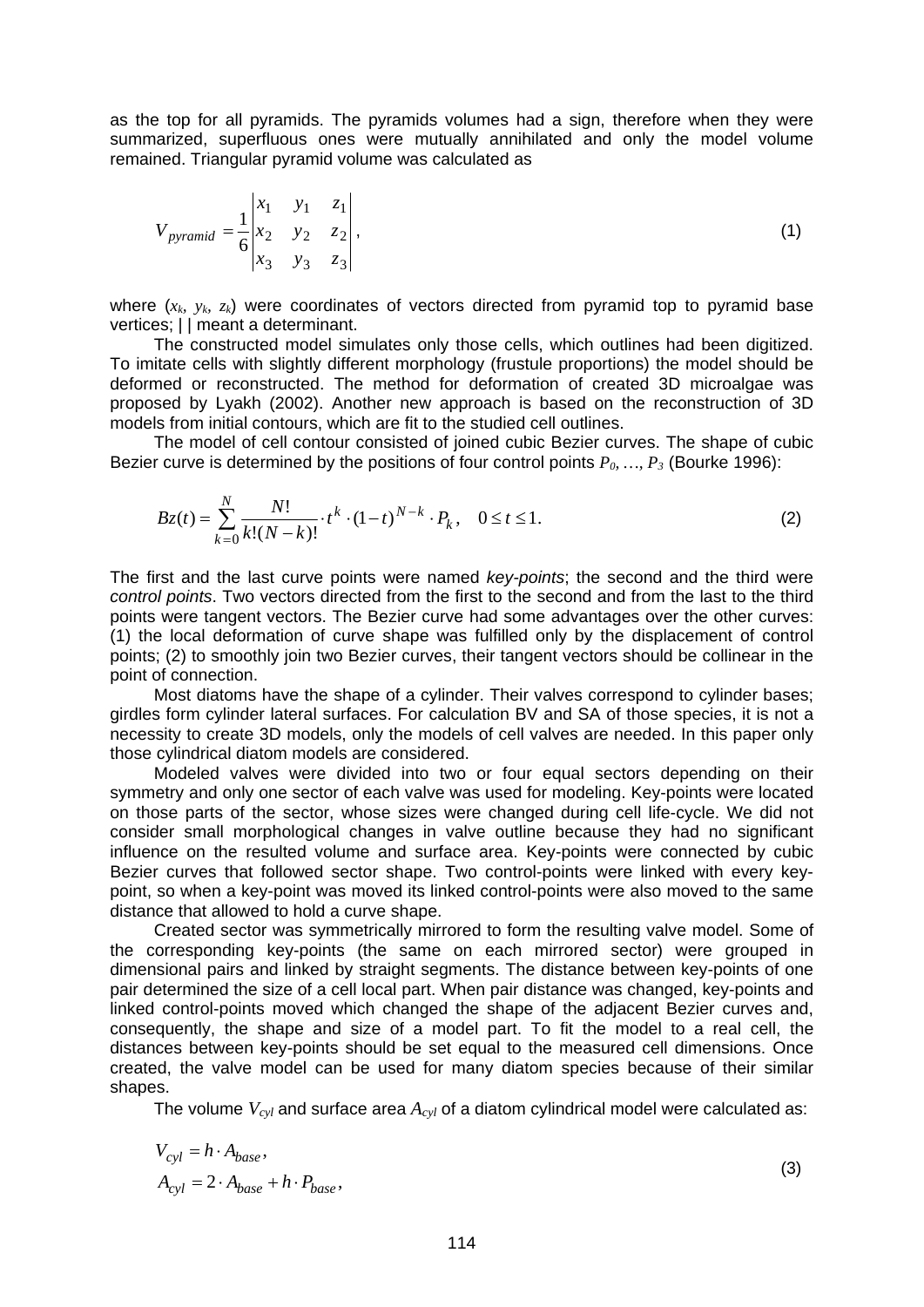as the top for all pyramids. The pyramids volumes had a sign, therefore when they were summarized, superfluous ones were mutually annihilated and only the model volume remained. Triangular pyramid volume was calculated as

$$V_{pyramid} = \frac{1}{6}\begin{vmatrix} x_1 & y_1 & z_1 \\ x_2 & y_2 & z_2 \\ x_3 & y_3 & z_3 \end{vmatrix}, \tag{1}$$

where ($x_k$, $y_k$, $z_k$) were coordinates of vectors directed from pyramid top to pyramid base vertices; | | meant a determinant.

The constructed model simulates only those cells, which outlines had been digitized. To imitate cells with slightly different morphology (frustule proportions) the model should be deformed or reconstructed. The method for deformation of created 3D microalgae was proposed by Lyakh (2002). Another new approach is based on the reconstruction of 3D models from initial contours, which are fit to the studied cell outlines.

The model of cell contour consisted of joined cubic Bezier curves. The shape of cubic Bezier curve is determined by the positions of four control points $P_0, \ldots, P_3$ (Bourke 1996):

$$Bz(t) = \sum_{k=0}^{N} \frac{N!}{k!(N-k)!} \cdot t^k \cdot (1-t)^{N-k} \cdot P_k, \quad 0 \le t \le 1. \tag{2}$$

The first and the last curve points were named *key-points*; the second and the third were *control points*. Two vectors directed from the first to the second and from the last to the third points were tangent vectors. The Bezier curve had some advantages over the other curves: (1) the local deformation of curve shape was fulfilled only by the displacement of control points; (2) to smoothly join two Bezier curves, their tangent vectors should be collinear in the point of connection.

Most diatoms have the shape of a cylinder. Their valves correspond to cylinder bases; girdles form cylinder lateral surfaces. For calculation BV and SA of those species, it is not a necessity to create 3D models, only the models of cell valves are needed. In this paper only those cylindrical diatom models are considered.

Modeled valves were divided into two or four equal sectors depending on their symmetry and only one sector of each valve was used for modeling. Key-points were located on those parts of the sector, whose sizes were changed during cell life-cycle. We did not consider small morphological changes in valve outline because they had no significant influence on the resulted volume and surface area. Key-points were connected by cubic Bezier curves that followed sector shape. Two control-points were linked with every key-point, so when a key-point was moved its linked control-points were also moved to the same distance that allowed to hold a curve shape.

Created sector was symmetrically mirrored to form the resulting valve model. Some of the corresponding key-points (the same on each mirrored sector) were grouped in dimensional pairs and linked by straight segments. The distance between key-points of one pair determined the size of a cell local part. When pair distance was changed, key-points and linked control-points moved which changed the shape of the adjacent Bezier curves and, consequently, the shape and size of a model part. To fit the model to a real cell, the distances between key-points should be set equal to the measured cell dimensions. Once created, the valve model can be used for many diatom species because of their similar shapes.

The volume $V_{cyl}$ and surface area $A_{cyl}$ of a diatom cylindrical model were calculated as:

$$\begin{aligned} V_{cyl} &= h \cdot A_{base}, \\ A_{cyl} &= 2 \cdot A_{base} + h \cdot P_{base}, \end{aligned} \tag{3}$$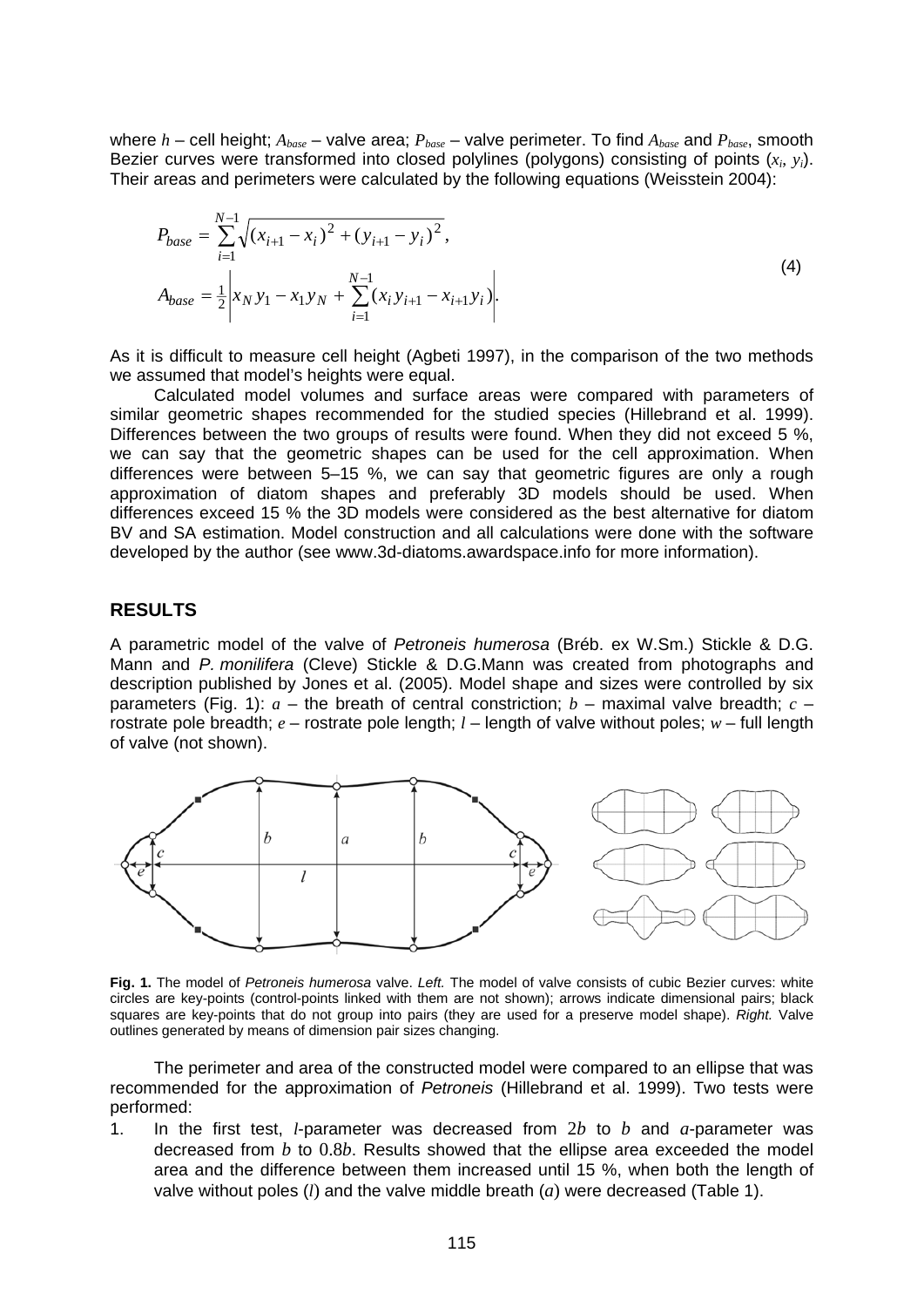where $h$ – cell height; $A_{base}$ – valve area; $P_{base}$ – valve perimeter. To find $A_{base}$ and $P_{base}$, smooth Bezier curves were transformed into closed polylines (polygons) consisting of points ($x_i$, $y_i$). Their areas and perimeters were calculated by the following equations (Weisstein 2004):

$$
\begin{aligned}
P_{base} &= \sum_{i=1}^{N-1} \sqrt{(x_{i+1} - x_i)^2 + (y_{i+1} - y_i)^2}, \\
A_{base} &= \tfrac{1}{2} \left| x_N y_1 - x_1 y_N + \sum_{i=1}^{N-1} (x_i y_{i+1} - x_{i+1} y_i) \right|.
\end{aligned}
\tag{4}
$$

As it is difficult to measure cell height (Agbeti 1997), in the comparison of the two methods we assumed that model's heights were equal.

Calculated model volumes and surface areas were compared with parameters of similar geometric shapes recommended for the studied species (Hillebrand et al. 1999). Differences between the two groups of results were found. When they did not exceed 5 %, we can say that the geometric shapes can be used for the cell approximation. When differences were between 5–15 %, we can say that geometric figures are only a rough approximation of diatom shapes and preferably 3D models should be used. When differences exceed 15 % the 3D models were considered as the best alternative for diatom BV and SA estimation. Model construction and all calculations were done with the software developed by the author (see www.3d-diatoms.awardspace.info for more information).

## RESULTS

A parametric model of the valve of *Petroneis humerosa* (Bréb. ex W.Sm.) Stickle & D.G. Mann and *P. monilifera* (Cleve) Stickle & D.G.Mann was created from photographs and description published by Jones et al. (2005). Model shape and sizes were controlled by six parameters (Fig. 1): $a$ – the breath of central constriction; $b$ – maximal valve breadth; $c$ – rostrate pole breadth; $e$ – rostrate pole length; $l$ – length of valve without poles; $w$ – full length of valve (not shown).

**Fig. 1.** The model of *Petroneis humerosa* valve. *Left.* The model of valve consists of cubic Bezier curves: white circles are key-points (control-points linked with them are not shown); arrows indicate dimensional pairs; black squares are key-points that do not group into pairs (they are used for a preserve model shape). *Right.* Valve outlines generated by means of dimension pair sizes changing.

The perimeter and area of the constructed model were compared to an ellipse that was recommended for the approximation of *Petroneis* (Hillebrand et al. 1999). Two tests were performed:

1. In the first test, $l$-parameter was decreased from $2b$ to $b$ and $a$-parameter was decreased from $b$ to $0.8b$. Results showed that the ellipse area exceeded the model area and the difference between them increased until 15 %, when both the length of valve without poles ($l$) and the valve middle breath ($a$) were decreased (Table 1).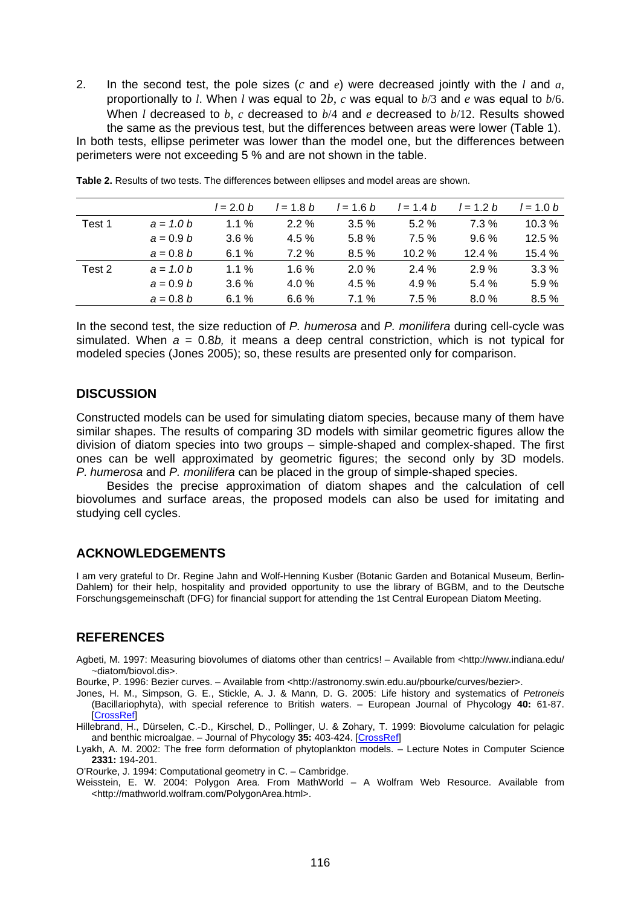2. In the second test, the pole sizes ($c$ and $e$) were decreased jointly with the $l$ and $a$, proportionally to $l$. When $l$ was equal to $2b$, $c$ was equal to $b/3$ and $e$ was equal to $b/6$. When $l$ decreased to $b$, $c$ decreased to $b/4$ and $e$ decreased to $b/12$. Results showed the same as the previous test, but the differences between areas were lower (Table 1).

In both tests, ellipse perimeter was lower than the model one, but the differences between perimeters were not exceeding 5 % and are not shown in the table.

**Table 2.** Results of two tests. The differences between ellipses and model areas are shown.

| | | $l = 2.0\ b$ | $l = 1.8\ b$ | $l = 1.6\ b$ | $l = 1.4\ b$ | $l = 1.2\ b$ | $l = 1.0\ b$ |
|---|---|---|---|---|---|---|---|
| Test 1 | $a = 1.0\ b$ | 1.1 % | 2.2 % | 3.5 % | 5.2 % | 7.3 % | 10.3 % |
| | $a = 0.9\ b$ | 3.6 % | 4.5 % | 5.8 % | 7.5 % | 9.6 % | 12.5 % |
| | $a = 0.8\ b$ | 6.1 % | 7.2 % | 8.5 % | 10.2 % | 12.4 % | 15.4 % |
| Test 2 | $a = 1.0\ b$ | 1.1 % | 1.6 % | 2.0 % | 2.4 % | 2.9 % | 3.3 % |
| | $a = 0.9\ b$ | 3.6 % | 4.0 % | 4.5 % | 4.9 % | 5.4 % | 5.9 % |
| | $a = 0.8\ b$ | 6.1 % | 6.6 % | 7.1 % | 7.5 % | 8.0 % | 8.5 % |

In the second test, the size reduction of *P. humerosa* and *P. monilifera* during cell-cycle was simulated. When $a = 0.8b$, it means a deep central constriction, which is not typical for modeled species (Jones 2005); so, these results are presented only for comparison.

## DISCUSSION

Constructed models can be used for simulating diatom species, because many of them have similar shapes. The results of comparing 3D models with similar geometric figures allow the division of diatom species into two groups – simple-shaped and complex-shaped. The first ones can be well approximated by geometric figures; the second only by 3D models. *P. humerosa* and *P. monilifera* can be placed in the group of simple-shaped species.

Besides the precise approximation of diatom shapes and the calculation of cell biovolumes and surface areas, the proposed models can also be used for imitating and studying cell cycles.

## ACKNOWLEDGEMENTS

I am very grateful to Dr. Regine Jahn and Wolf-Henning Kusber (Botanic Garden and Botanical Museum, Berlin-Dahlem) for their help, hospitality and provided opportunity to use the library of BGBM, and to the Deutsche Forschungsgemeinschaft (DFG) for financial support for attending the 1st Central European Diatom Meeting.

## REFERENCES

Agbeti, M. 1997: Measuring biovolumes of diatoms other than centrics! – Available from <http://www.indiana.edu/~diatom/biovol.dis>.

Bourke, P. 1996: Bezier curves. – Available from <http://astronomy.swin.edu.au/pbourke/curves/bezier>.

Jones, H. M., Simpson, G. E., Stickle, A. J. & Mann, D. G. 2005: Life history and systematics of *Petroneis* (Bacillariophyta), with special reference to British waters. – European Journal of Phycology **40:** 61-87. [CrossRef]

Hillebrand, H., Dürselen, C.-D., Kirschel, D., Pollinger, U. & Zohary, T. 1999: Biovolume calculation for pelagic and benthic microalgae. – Journal of Phycology **35:** 403-424. [CrossRef]

Lyakh, A. M. 2002: The free form deformation of phytoplankton models. – Lecture Notes in Computer Science **2331:** 194-201.

O'Rourke, J. 1994: Computational geometry in C. – Cambridge.

Weisstein, E. W. 2004: Polygon Area. From MathWorld – A Wolfram Web Resource. Available from <http://mathworld.wolfram.com/PolygonArea.html>.